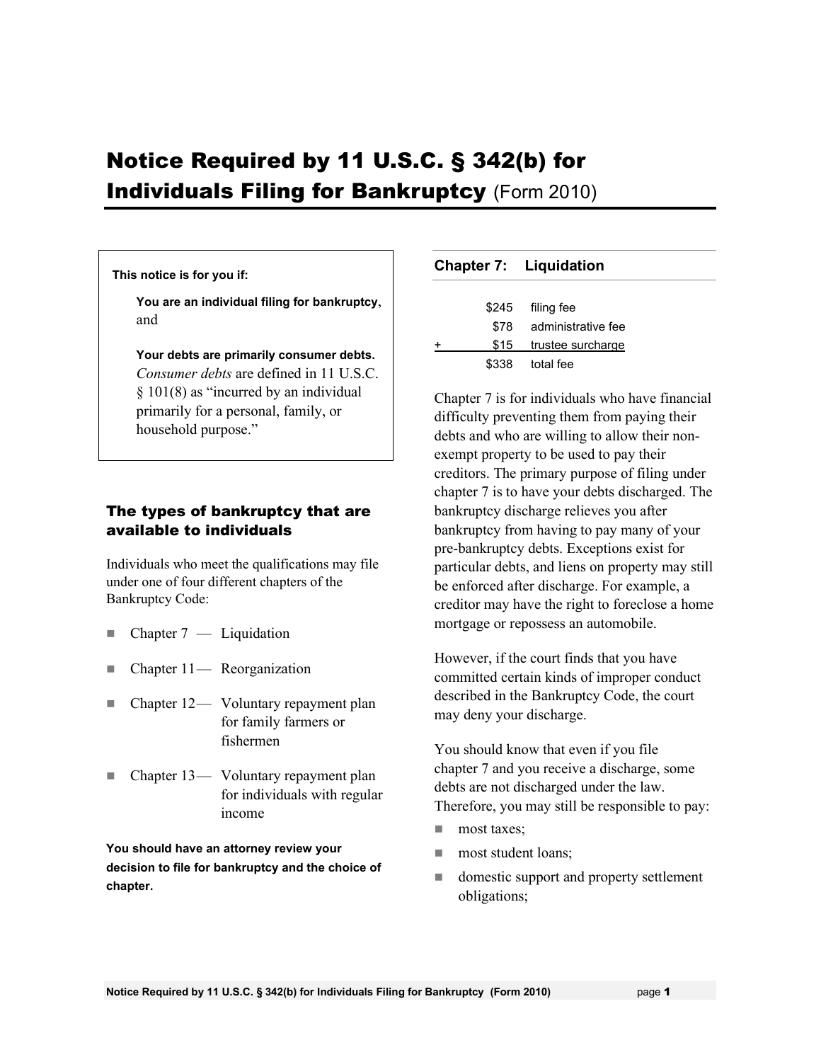# Notice Required by 11 U.S.C. § 342(b) for Individuals Filing for Bankruptcy (Form 2010)

**This notice is for you if:**

**You are an individual filing for bankruptcy**, and

**Your debts are primarily consumer debts.** *Consumer debts* are defined in 11 U.S.C. § 101(8) as "incurred by an individual primarily for a personal, family, or household purpose."

## The types of bankruptcy that are available to individuals

Individuals who meet the qualifications may file under one of four different chapters of the Bankruptcy Code:

- Chapter 7 — Liquidation
- Chapter 11 — Reorganization
- Chapter 12 — Voluntary repayment plan for family farmers or fishermen
- Chapter 13 — Voluntary repayment plan for individuals with regular income

**You should have an attorney review your decision to file for bankruptcy and the choice of chapter.**

## Chapter 7: Liquidation

| | Amount | Fee |
|---|---|---|
| | $245 | filing fee |
| | $78 | administrative fee |
| + | $15 | trustee surcharge |
| | $338 | total fee |

Chapter 7 is for individuals who have financial difficulty preventing them from paying their debts and who are willing to allow their non-exempt property to be used to pay their creditors. The primary purpose of filing under chapter 7 is to have your debts discharged. The bankruptcy discharge relieves you after bankruptcy from having to pay many of your pre-bankruptcy debts. Exceptions exist for particular debts, and liens on property may still be enforced after discharge. For example, a creditor may have the right to foreclose a home mortgage or repossess an automobile.

However, if the court finds that you have committed certain kinds of improper conduct described in the Bankruptcy Code, the court may deny your discharge.

You should know that even if you file chapter 7 and you receive a discharge, some debts are not discharged under the law. Therefore, you may still be responsible to pay:

- most taxes;
- most student loans;
- domestic support and property settlement obligations;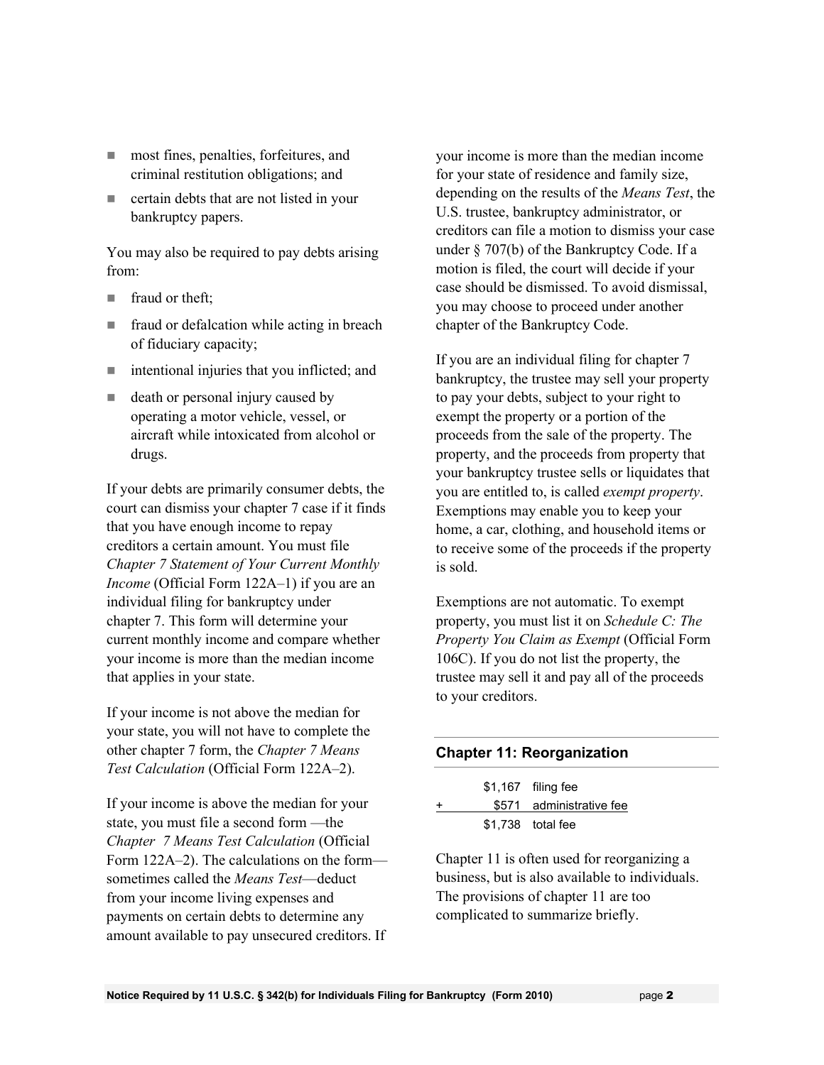- most fines, penalties, forfeitures, and criminal restitution obligations; and
- certain debts that are not listed in your bankruptcy papers.

You may also be required to pay debts arising from:

- fraud or theft;
- fraud or defalcation while acting in breach of fiduciary capacity;
- intentional injuries that you inflicted; and
- death or personal injury caused by operating a motor vehicle, vessel, or aircraft while intoxicated from alcohol or drugs.

If your debts are primarily consumer debts, the court can dismiss your chapter 7 case if it finds that you have enough income to repay creditors a certain amount. You must file *Chapter 7 Statement of Your Current Monthly Income* (Official Form 122A–1) if you are an individual filing for bankruptcy under chapter 7. This form will determine your current monthly income and compare whether your income is more than the median income that applies in your state.

If your income is not above the median for your state, you will not have to complete the other chapter 7 form, the *Chapter 7 Means Test Calculation* (Official Form 122A–2).

If your income is above the median for your state, you must file a second form —the *Chapter 7 Means Test Calculation* (Official Form 122A–2). The calculations on the form—sometimes called the *Means Test*—deduct from your income living expenses and payments on certain debts to determine any amount available to pay unsecured creditors. If your income is more than the median income for your state of residence and family size, depending on the results of the *Means Test*, the U.S. trustee, bankruptcy administrator, or creditors can file a motion to dismiss your case under § 707(b) of the Bankruptcy Code. If a motion is filed, the court will decide if your case should be dismissed. To avoid dismissal, you may choose to proceed under another chapter of the Bankruptcy Code.

If you are an individual filing for chapter 7 bankruptcy, the trustee may sell your property to pay your debts, subject to your right to exempt the property or a portion of the proceeds from the sale of the property. The property, and the proceeds from property that your bankruptcy trustee sells or liquidates that you are entitled to, is called *exempt property*. Exemptions may enable you to keep your home, a car, clothing, and household items or to receive some of the proceeds if the property is sold.

Exemptions are not automatic. To exempt property, you must list it on *Schedule C: The Property You Claim as Exempt* (Official Form 106C). If you do not list the property, the trustee may sell it and pay all of the proceeds to your creditors.

## Chapter 11: Reorganization

| | | |
|---|---|---|
| | $1,167 | filing fee |
| + | $571 | administrative fee |
| | $1,738 | total fee |

Chapter 11 is often used for reorganizing a business, but is also available to individuals. The provisions of chapter 11 are too complicated to summarize briefly.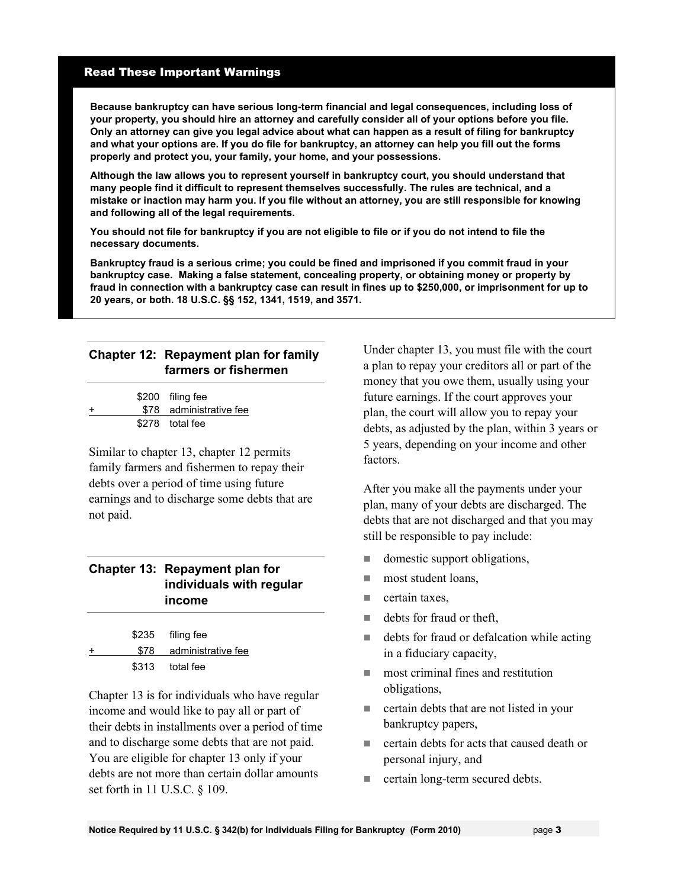## Read These Important Warnings

**Because bankruptcy can have serious long-term financial and legal consequences, including loss of your property, you should hire an attorney and carefully consider all of your options before you file. Only an attorney can give you legal advice about what can happen as a result of filing for bankruptcy and what your options are. If you do file for bankruptcy, an attorney can help you fill out the forms properly and protect you, your family, your home, and your possessions.**

**Although the law allows you to represent yourself in bankruptcy court, you should understand that many people find it difficult to represent themselves successfully. The rules are technical, and a mistake or inaction may harm you. If you file without an attorney, you are still responsible for knowing and following all of the legal requirements.**

**You should not file for bankruptcy if you are not eligible to file or if you do not intend to file the necessary documents.**

**Bankruptcy fraud is a serious crime; you could be fined and imprisoned if you commit fraud in your bankruptcy case. Making a false statement, concealing property, or obtaining money or property by fraud in connection with a bankruptcy case can result in fines up to $250,000, or imprisonment for up to 20 years, or both. 18 U.S.C. §§ 152, 1341, 1519, and 3571.**

## Chapter 12: Repayment plan for family farmers or fishermen

| | | |
|---|---|---|
| | $200 | filing fee |
| + | $78 | administrative fee |
| | $278 | total fee |

Similar to chapter 13, chapter 12 permits family farmers and fishermen to repay their debts over a period of time using future earnings and to discharge some debts that are not paid.

## Chapter 13: Repayment plan for individuals with regular income

| | | |
|---|---|---|
| | $235 | filing fee |
| + | $78 | administrative fee |
| | $313 | total fee |

Chapter 13 is for individuals who have regular income and would like to pay all or part of their debts in installments over a period of time and to discharge some debts that are not paid. You are eligible for chapter 13 only if your debts are not more than certain dollar amounts set forth in 11 U.S.C. § 109.

Under chapter 13, you must file with the court a plan to repay your creditors all or part of the money that you owe them, usually using your future earnings. If the court approves your plan, the court will allow you to repay your debts, as adjusted by the plan, within 3 years or 5 years, depending on your income and other factors.

After you make all the payments under your plan, many of your debts are discharged. The debts that are not discharged and that you may still be responsible to pay include:

- domestic support obligations,
- most student loans,
- certain taxes,
- debts for fraud or theft,
- debts for fraud or defalcation while acting in a fiduciary capacity,
- most criminal fines and restitution obligations,
- certain debts that are not listed in your bankruptcy papers,
- certain debts for acts that caused death or personal injury, and
- certain long-term secured debts.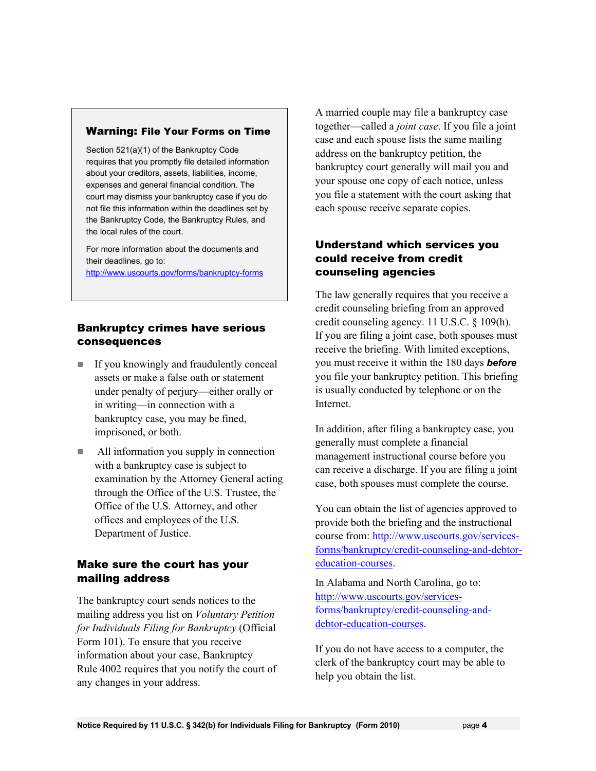### Warning: File Your Forms on Time

Section 521(a)(1) of the Bankruptcy Code requires that you promptly file detailed information about your creditors, assets, liabilities, income, expenses and general financial condition. The court may dismiss your bankruptcy case if you do not file this information within the deadlines set by the Bankruptcy Code, the Bankruptcy Rules, and the local rules of the court.

For more information about the documents and their deadlines, go to: http://www.uscourts.gov/forms/bankruptcy-forms

## Bankruptcy crimes have serious consequences

- If you knowingly and fraudulently conceal assets or make a false oath or statement under penalty of perjury—either orally or in writing—in connection with a bankruptcy case, you may be fined, imprisoned, or both.
- All information you supply in connection with a bankruptcy case is subject to examination by the Attorney General acting through the Office of the U.S. Trustee, the Office of the U.S. Attorney, and other offices and employees of the U.S. Department of Justice.

## Make sure the court has your mailing address

The bankruptcy court sends notices to the mailing address you list on *Voluntary Petition for Individuals Filing for Bankruptcy* (Official Form 101). To ensure that you receive information about your case, Bankruptcy Rule 4002 requires that you notify the court of any changes in your address.

A married couple may file a bankruptcy case together—called a *joint case*. If you file a joint case and each spouse lists the same mailing address on the bankruptcy petition, the bankruptcy court generally will mail you and your spouse one copy of each notice, unless you file a statement with the court asking that each spouse receive separate copies.

## Understand which services you could receive from credit counseling agencies

The law generally requires that you receive a credit counseling briefing from an approved credit counseling agency. 11 U.S.C. § 109(h). If you are filing a joint case, both spouses must receive the briefing. With limited exceptions, you must receive it within the 180 days ***before*** you file your bankruptcy petition. This briefing is usually conducted by telephone or on the Internet.

In addition, after filing a bankruptcy case, you generally must complete a financial management instructional course before you can receive a discharge. If you are filing a joint case, both spouses must complete the course.

You can obtain the list of agencies approved to provide both the briefing and the instructional course from: http://www.uscourts.gov/services-forms/bankruptcy/credit-counseling-and-debtor-education-courses.

In Alabama and North Carolina, go to: http://www.uscourts.gov/services-forms/bankruptcy/credit-counseling-and-debtor-education-courses.

If you do not have access to a computer, the clerk of the bankruptcy court may be able to help you obtain the list.